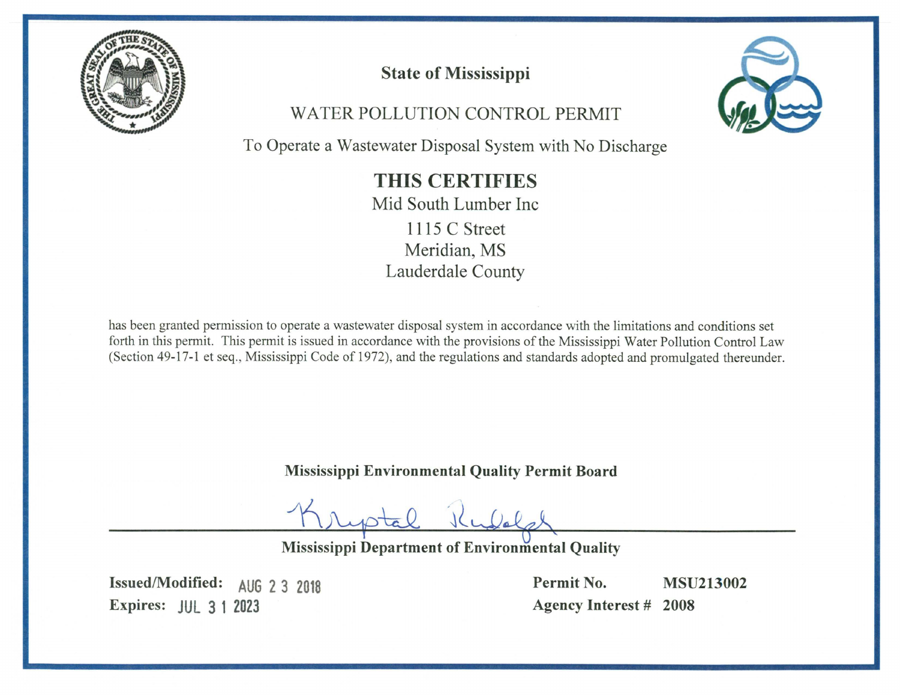# State of Mississippi

## WATER POLLUTION CONTROL PERMIT

To Operate a Wastewater Disposal System with No Discharge

## THIS CERTIFIES

Mid South Lumber Inc
1115 C Street
Meridian, MS
Lauderdale County

has been granted permission to operate a wastewater disposal system in accordance with the limitations and conditions set forth in this permit. This permit is issued in accordance with the provisions of the Mississippi Water Pollution Control Law (Section 49-17-1 et seq., Mississippi Code of 1972), and the regulations and standards adopted and promulgated thereunder.

**Mississippi Environmental Quality Permit Board**

Krystal Rudolph

**Mississippi Department of Environmental Quality**

**Issued/Modified:** AUG 23 2018
**Expires:** JUL 31 2023

**Permit No.** **MSU213002**
**Agency Interest #** **2008**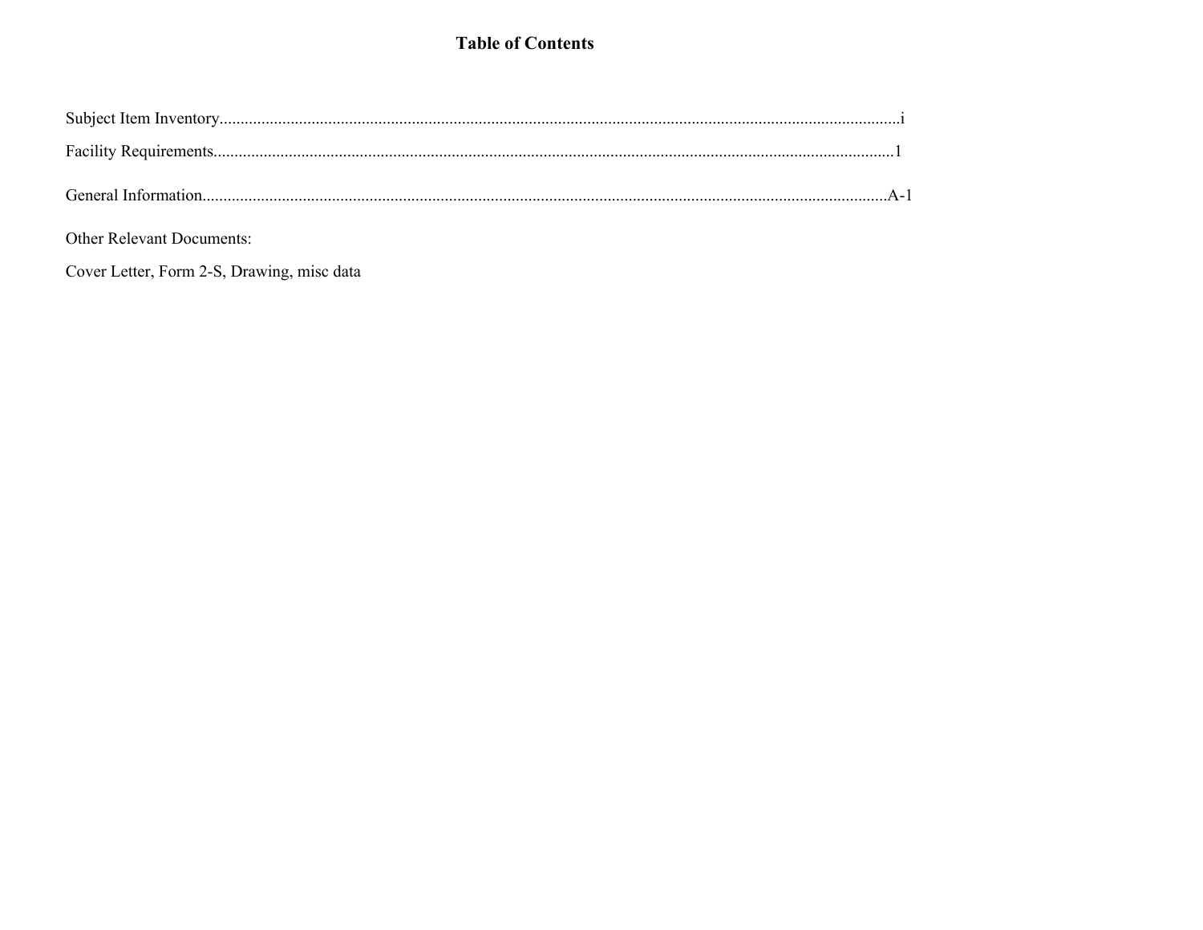# Table of Contents

Subject Item Inventory........................................................................................................................................................i

Facility Requirements.........................................................................................................................................................1

General Information.........................................................................................................................................................A-1

Other Relevant Documents:

Cover Letter, Form 2-S, Drawing, misc data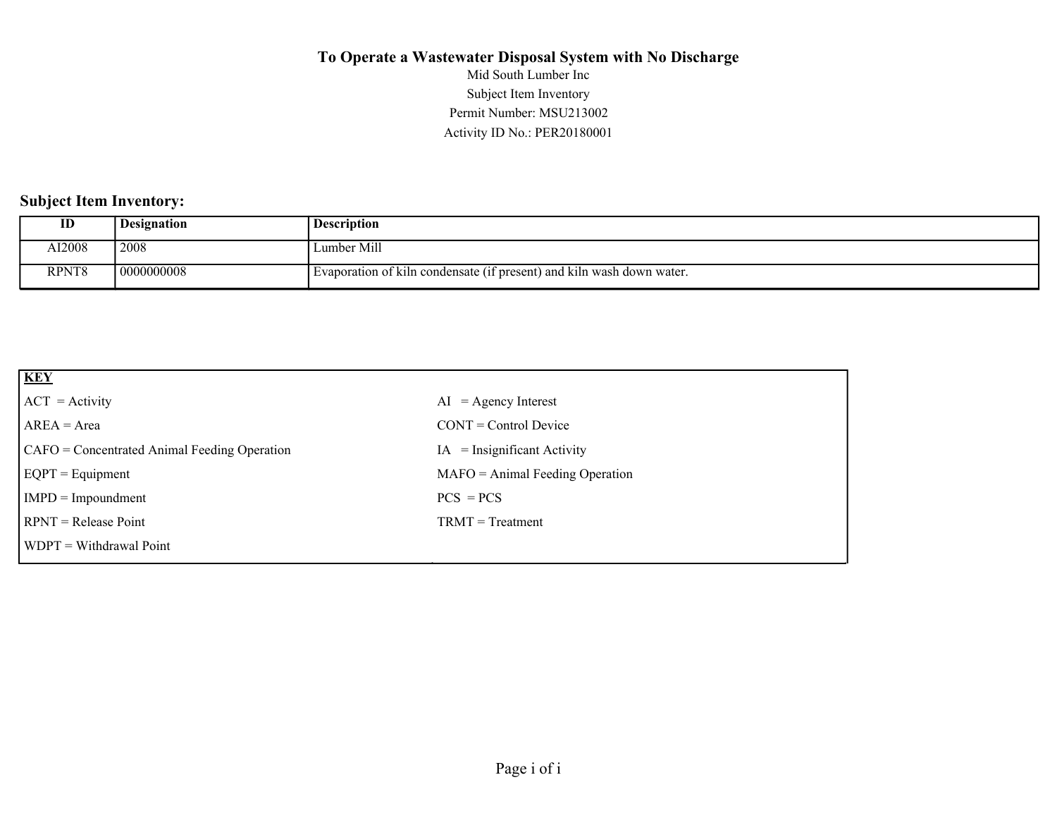**To Operate a Wastewater Disposal System with No Discharge**

Mid South Lumber Inc

Subject Item Inventory

Permit Number: MSU213002

Activity ID No.: PER20180001

## Subject Item Inventory:

| ID | Designation | Description |
|---|---|---|
| AI2008 | 2008 | Lumber Mill |
| RPNT8 | 0000000008 | Evaporation of kiln condensate (if present) and kiln wash down water. |

| **KEY** | |
|---|---|
| ACT = Activity | AI = Agency Interest |
| AREA = Area | CONT = Control Device |
| CAFO = Concentrated Animal Feeding Operation | IA = Insignificant Activity |
| EQPT = Equipment | MAFO = Animal Feeding Operation |
| IMPD = Impoundment | PCS = PCS |
| RPNT = Release Point | TRMT = Treatment |
| WDPT = Withdrawal Point | |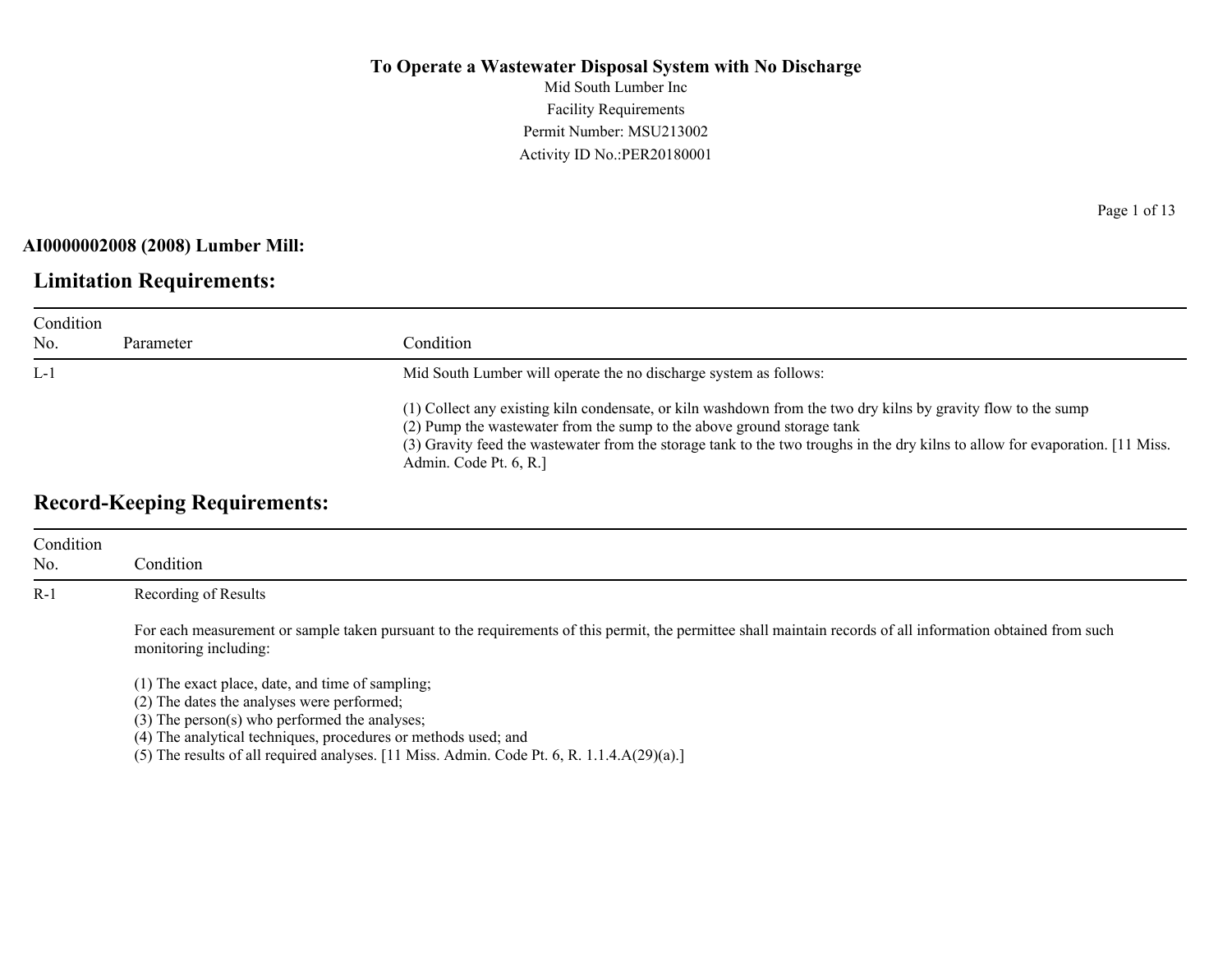# To Operate a Wastewater Disposal System with No Discharge

Mid South Lumber Inc
Facility Requirements
Permit Number: MSU213002
Activity ID No.:PER20180001

**AI0000002008 (2008) Lumber Mill:**

## Limitation Requirements:

| Condition No. | Parameter | Condition |
|---|---|---|
| L-1 | | Mid South Lumber will operate the no discharge system as follows:<br><br>(1) Collect any existing kiln condensate, or kiln washdown from the two dry kilns by gravity flow to the sump<br>(2) Pump the wastewater from the sump to the above ground storage tank<br>(3) Gravity feed the wastewater from the storage tank to the two troughs in the dry kilns to allow for evaporation. [11 Miss. Admin. Code Pt. 6, R.] |

## Record-Keeping Requirements:

| Condition No. | Condition |
|---|---|
| R-1 | Recording of Results<br><br>For each measurement or sample taken pursuant to the requirements of this permit, the permittee shall maintain records of all information obtained from such monitoring including:<br><br>(1) The exact place, date, and time of sampling;<br>(2) The dates the analyses were performed;<br>(3) The person(s) who performed the analyses;<br>(4) The analytical techniques, procedures or methods used; and<br>(5) The results of all required analyses. [11 Miss. Admin. Code Pt. 6, R. 1.1.4.A(29)(a).] |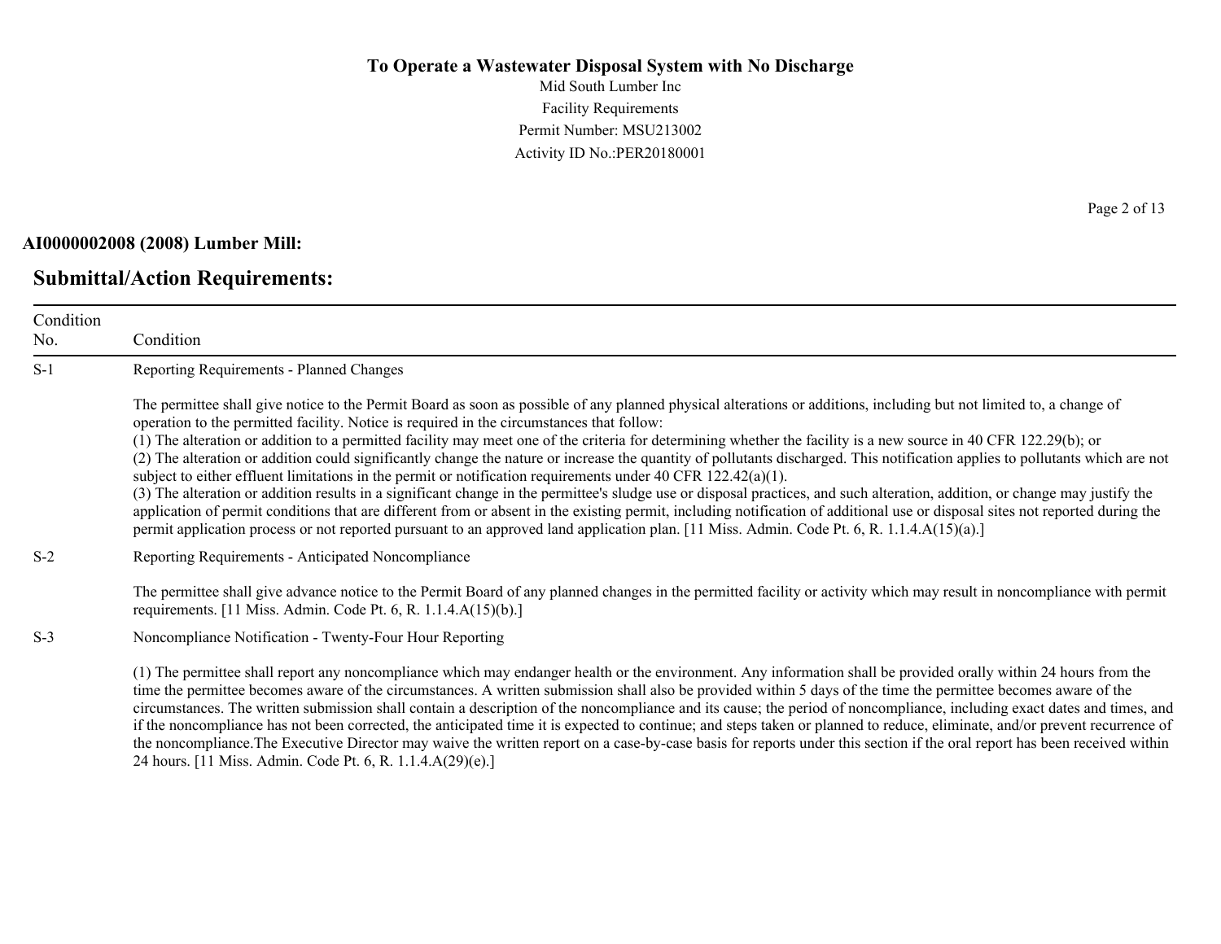# To Operate a Wastewater Disposal System with No Discharge

Mid South Lumber Inc
Facility Requirements
Permit Number: MSU213002
Activity ID No.:PER20180001

**AI0000002008 (2008) Lumber Mill:**

## Submittal/Action Requirements:

| Condition No. | Condition |
|---|---|
| S-1 | Reporting Requirements - Planned Changes<br><br>The permittee shall give notice to the Permit Board as soon as possible of any planned physical alterations or additions, including but not limited to, a change of operation to the permitted facility. Notice is required in the circumstances that follow:<br>(1) The alteration or addition to a permitted facility may meet one of the criteria for determining whether the facility is a new source in 40 CFR 122.29(b); or<br>(2) The alteration or addition could significantly change the nature or increase the quantity of pollutants discharged. This notification applies to pollutants which are not subject to either effluent limitations in the permit or notification requirements under 40 CFR 122.42(a)(1).<br>(3) The alteration or addition results in a significant change in the permittee's sludge use or disposal practices, and such alteration, addition, or change may justify the application of permit conditions that are different from or absent in the existing permit, including notification of additional use or disposal sites not reported during the permit application process or not reported pursuant to an approved land application plan. [11 Miss. Admin. Code Pt. 6, R. 1.1.4.A(15)(a).] |
| S-2 | Reporting Requirements - Anticipated Noncompliance<br><br>The permittee shall give advance notice to the Permit Board of any planned changes in the permitted facility or activity which may result in noncompliance with permit requirements. [11 Miss. Admin. Code Pt. 6, R. 1.1.4.A(15)(b).] |
| S-3 | Noncompliance Notification - Twenty-Four Hour Reporting<br><br>(1) The permittee shall report any noncompliance which may endanger health or the environment. Any information shall be provided orally within 24 hours from the time the permittee becomes aware of the circumstances. A written submission shall also be provided within 5 days of the time the permittee becomes aware of the circumstances. The written submission shall contain a description of the noncompliance and its cause; the period of noncompliance, including exact dates and times, and if the noncompliance has not been corrected, the anticipated time it is expected to continue; and steps taken or planned to reduce, eliminate, and/or prevent recurrence of the noncompliance.The Executive Director may waive the written report on a case-by-case basis for reports under this section if the oral report has been received within 24 hours. [11 Miss. Admin. Code Pt. 6, R. 1.1.4.A(29)(e).] |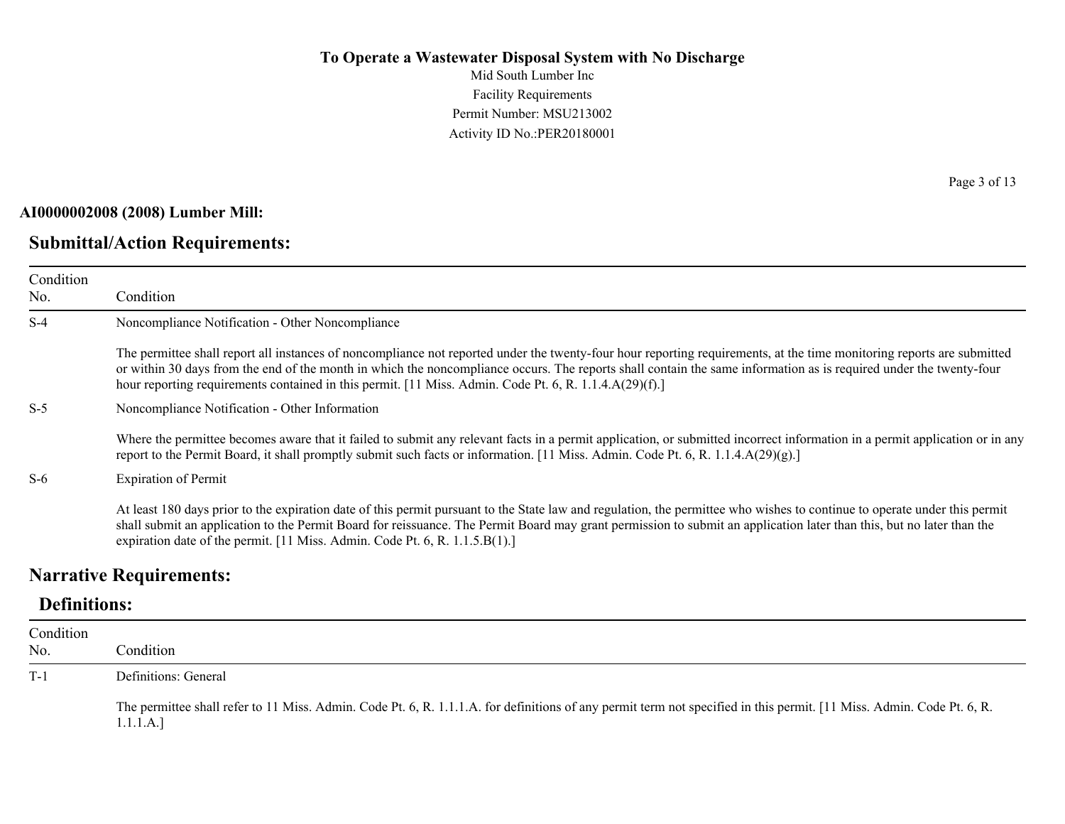**To Operate a Wastewater Disposal System with No Discharge**
Mid South Lumber Inc
Facility Requirements
Permit Number: MSU213002
Activity ID No.:PER20180001

**AI0000002008 (2008) Lumber Mill:**

## Submittal/Action Requirements:

| Condition No. | Condition |
|---|---|
| S-4 | Noncompliance Notification - Other Noncompliance<br><br>The permittee shall report all instances of noncompliance not reported under the twenty-four hour reporting requirements, at the time monitoring reports are submitted or within 30 days from the end of the month in which the noncompliance occurs. The reports shall contain the same information as is required under the twenty-four hour reporting requirements contained in this permit. [11 Miss. Admin. Code Pt. 6, R. 1.1.4.A(29)(f).] |
| S-5 | Noncompliance Notification - Other Information<br><br>Where the permittee becomes aware that it failed to submit any relevant facts in a permit application, or submitted incorrect information in a permit application or in any report to the Permit Board, it shall promptly submit such facts or information. [11 Miss. Admin. Code Pt. 6, R. 1.1.4.A(29)(g).] |
| S-6 | Expiration of Permit<br><br>At least 180 days prior to the expiration date of this permit pursuant to the State law and regulation, the permittee who wishes to continue to operate under this permit shall submit an application to the Permit Board for reissuance. The Permit Board may grant permission to submit an application later than this, but no later than the expiration date of the permit. [11 Miss. Admin. Code Pt. 6, R. 1.1.5.B(1).] |

## Narrative Requirements:

### Definitions:

| Condition No. | Condition |
|---|---|
| T-1 | Definitions: General<br><br>The permittee shall refer to 11 Miss. Admin. Code Pt. 6, R. 1.1.1.A. for definitions of any permit term not specified in this permit. [11 Miss. Admin. Code Pt. 6, R. 1.1.1.A.] |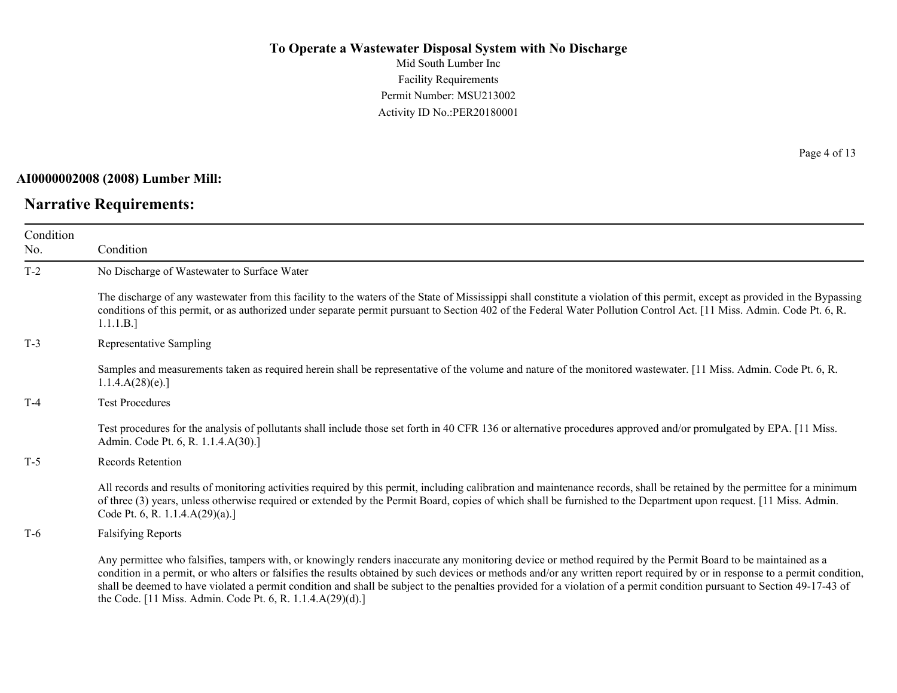**AI0000002008 (2008) Lumber Mill:**

## Narrative Requirements:

| Condition No. | Condition |
|---|---|
| T-2 | No Discharge of Wastewater to Surface Water<br><br>The discharge of any wastewater from this facility to the waters of the State of Mississippi shall constitute a violation of this permit, except as provided in the Bypassing conditions of this permit, or as authorized under separate permit pursuant to Section 402 of the Federal Water Pollution Control Act. [11 Miss. Admin. Code Pt. 6, R. 1.1.1.B.] |
| T-3 | Representative Sampling<br><br>Samples and measurements taken as required herein shall be representative of the volume and nature of the monitored wastewater. [11 Miss. Admin. Code Pt. 6, R. 1.1.4.A(28)(e).] |
| T-4 | Test Procedures<br><br>Test procedures for the analysis of pollutants shall include those set forth in 40 CFR 136 or alternative procedures approved and/or promulgated by EPA. [11 Miss. Admin. Code Pt. 6, R. 1.1.4.A(30).] |
| T-5 | Records Retention<br><br>All records and results of monitoring activities required by this permit, including calibration and maintenance records, shall be retained by the permittee for a minimum of three (3) years, unless otherwise required or extended by the Permit Board, copies of which shall be furnished to the Department upon request. [11 Miss. Admin. Code Pt. 6, R. 1.1.4.A(29)(a).] |
| T-6 | Falsifying Reports<br><br>Any permittee who falsifies, tampers with, or knowingly renders inaccurate any monitoring device or method required by the Permit Board to be maintained as a condition in a permit, or who alters or falsifies the results obtained by such devices or methods and/or any written report required by or in response to a permit condition, shall be deemed to have violated a permit condition and shall be subject to the penalties provided for a violation of a permit condition pursuant to Section 49-17-43 of the Code. [11 Miss. Admin. Code Pt. 6, R. 1.1.4.A(29)(d).] |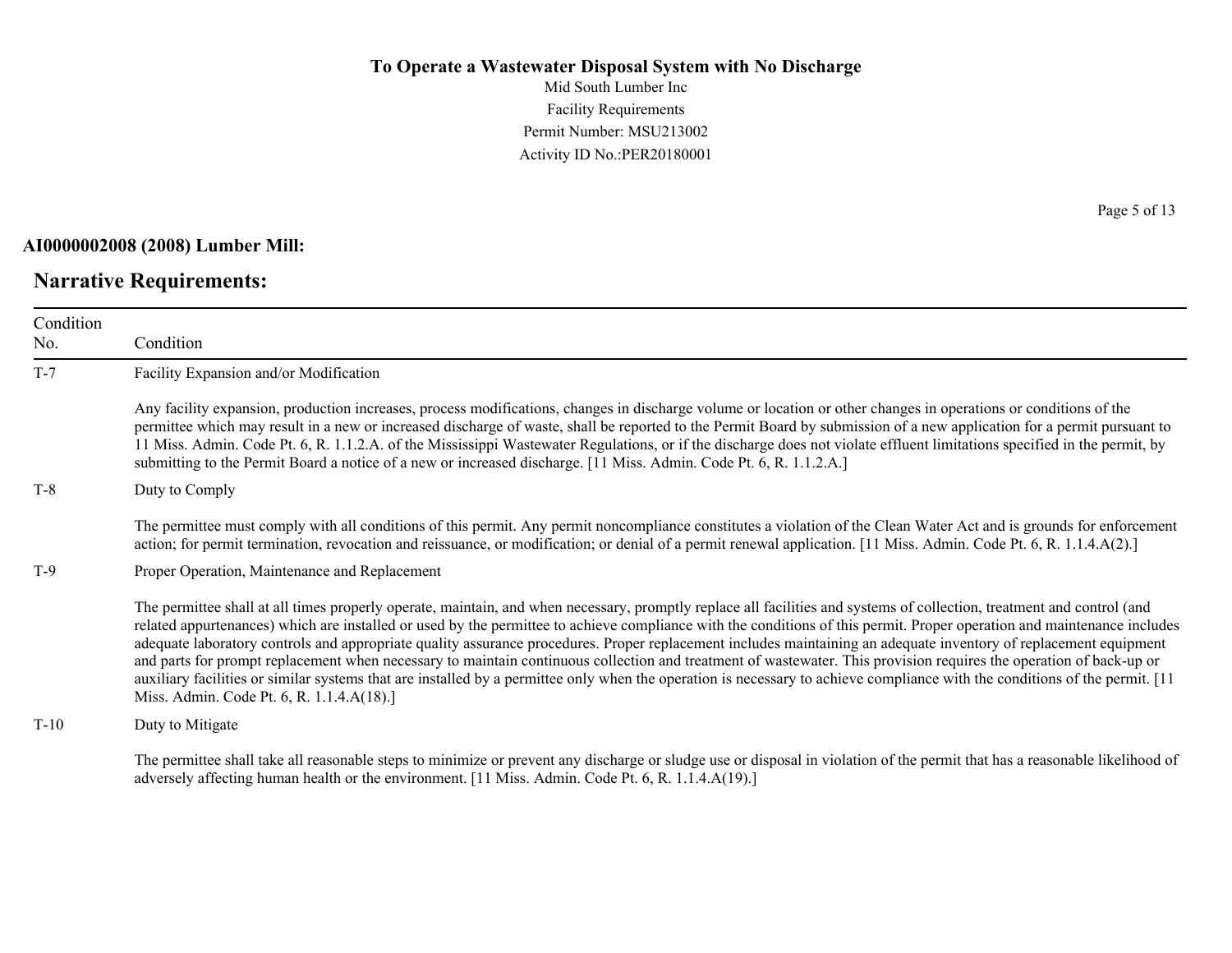**AI0000002008 (2008) Lumber Mill:**

## Narrative Requirements:

| Condition No. | Condition |
|---|---|
| T-7 | Facility Expansion and/or Modification<br><br>Any facility expansion, production increases, process modifications, changes in discharge volume or location or other changes in operations or conditions of the permittee which may result in a new or increased discharge of waste, shall be reported to the Permit Board by submission of a new application for a permit pursuant to 11 Miss. Admin. Code Pt. 6, R. 1.1.2.A. of the Mississippi Wastewater Regulations, or if the discharge does not violate effluent limitations specified in the permit, by submitting to the Permit Board a notice of a new or increased discharge. [11 Miss. Admin. Code Pt. 6, R. 1.1.2.A.] |
| T-8 | Duty to Comply<br><br>The permittee must comply with all conditions of this permit. Any permit noncompliance constitutes a violation of the Clean Water Act and is grounds for enforcement action; for permit termination, revocation and reissuance, or modification; or denial of a permit renewal application. [11 Miss. Admin. Code Pt. 6, R. 1.1.4.A(2).] |
| T-9 | Proper Operation, Maintenance and Replacement<br><br>The permittee shall at all times properly operate, maintain, and when necessary, promptly replace all facilities and systems of collection, treatment and control (and related appurtenances) which are installed or used by the permittee to achieve compliance with the conditions of this permit. Proper operation and maintenance includes adequate laboratory controls and appropriate quality assurance procedures. Proper replacement includes maintaining an adequate inventory of replacement equipment and parts for prompt replacement when necessary to maintain continuous collection and treatment of wastewater. This provision requires the operation of back-up or auxiliary facilities or similar systems that are installed by a permittee only when the operation is necessary to achieve compliance with the conditions of the permit. [11 Miss. Admin. Code Pt. 6, R. 1.1.4.A(18).] |
| T-10 | Duty to Mitigate<br><br>The permittee shall take all reasonable steps to minimize or prevent any discharge or sludge use or disposal in violation of the permit that has a reasonable likelihood of adversely affecting human health or the environment. [11 Miss. Admin. Code Pt. 6, R. 1.1.4.A(19).] |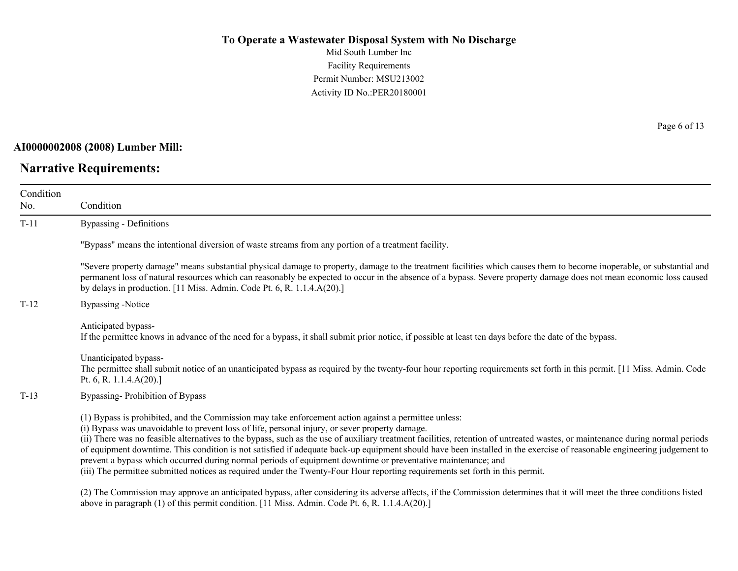**AI0000002008 (2008) Lumber Mill:**

## Narrative Requirements:

| Condition No. | Condition |
|---|---|
| T-11 | Bypassing - Definitions<br><br>"Bypass" means the intentional diversion of waste streams from any portion of a treatment facility.<br><br>"Severe property damage" means substantial physical damage to property, damage to the treatment facilities which causes them to become inoperable, or substantial and permanent loss of natural resources which can reasonably be expected to occur in the absence of a bypass. Severe property damage does not mean economic loss caused by delays in production. [11 Miss. Admin. Code Pt. 6, R. 1.1.4.A(20).] |
| T-12 | Bypassing -Notice<br><br>Anticipated bypass-<br>If the permittee knows in advance of the need for a bypass, it shall submit prior notice, if possible at least ten days before the date of the bypass.<br><br>Unanticipated bypass-<br>The permittee shall submit notice of an unanticipated bypass as required by the twenty-four hour reporting requirements set forth in this permit. [11 Miss. Admin. Code Pt. 6, R. 1.1.4.A(20).] |
| T-13 | Bypassing- Prohibition of Bypass<br><br>(1) Bypass is prohibited, and the Commission may take enforcement action against a permittee unless:<br>(i) Bypass was unavoidable to prevent loss of life, personal injury, or sever property damage.<br>(ii) There was no feasible alternatives to the bypass, such as the use of auxiliary treatment facilities, retention of untreated wastes, or maintenance during normal periods of equipment downtime. This condition is not satisfied if adequate back-up equipment should have been installed in the exercise of reasonable engineering judgement to prevent a bypass which occurred during normal periods of equipment downtime or preventative maintenance; and<br>(iii) The permittee submitted notices as required under the Twenty-Four Hour reporting requirements set forth in this permit.<br><br>(2) The Commission may approve an anticipated bypass, after considering its adverse affects, if the Commission determines that it will meet the three conditions listed above in paragraph (1) of this permit condition. [11 Miss. Admin. Code Pt. 6, R. 1.1.4.A(20).] |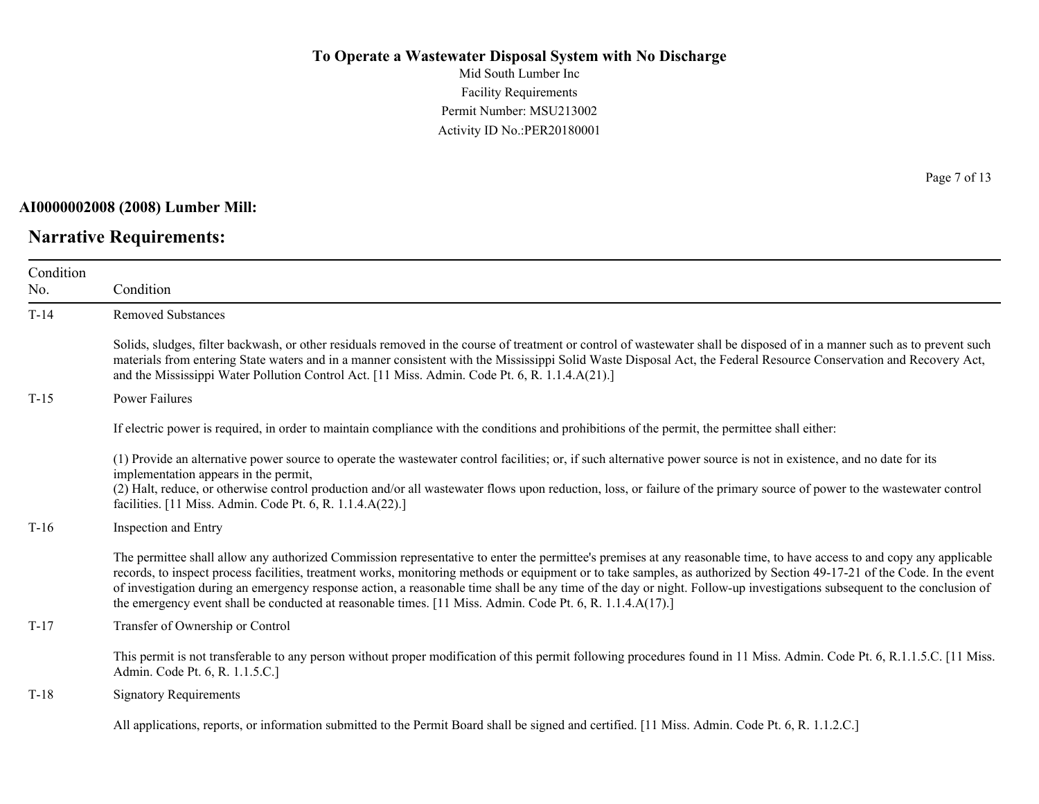**To Operate a Wastewater Disposal System with No Discharge**
Mid South Lumber Inc
Facility Requirements
Permit Number: MSU213002
Activity ID No.:PER20180001

**AI0000002008 (2008) Lumber Mill:**

## Narrative Requirements:

| Condition No. | Condition |
|---|---|
| T-14 | Removed Substances<br><br>Solids, sludges, filter backwash, or other residuals removed in the course of treatment or control of wastewater shall be disposed of in a manner such as to prevent such materials from entering State waters and in a manner consistent with the Mississippi Solid Waste Disposal Act, the Federal Resource Conservation and Recovery Act, and the Mississippi Water Pollution Control Act. [11 Miss. Admin. Code Pt. 6, R. 1.1.4.A(21).] |
| T-15 | Power Failures<br><br>If electric power is required, in order to maintain compliance with the conditions and prohibitions of the permit, the permittee shall either:<br><br>(1) Provide an alternative power source to operate the wastewater control facilities; or, if such alternative power source is not in existence, and no date for its implementation appears in the permit,<br>(2) Halt, reduce, or otherwise control production and/or all wastewater flows upon reduction, loss, or failure of the primary source of power to the wastewater control facilities. [11 Miss. Admin. Code Pt. 6, R. 1.1.4.A(22).] |
| T-16 | Inspection and Entry<br><br>The permittee shall allow any authorized Commission representative to enter the permittee's premises at any reasonable time, to have access to and copy any applicable records, to inspect process facilities, treatment works, monitoring methods or equipment or to take samples, as authorized by Section 49-17-21 of the Code. In the event of investigation during an emergency response action, a reasonable time shall be any time of the day or night. Follow-up investigations subsequent to the conclusion of the emergency event shall be conducted at reasonable times. [11 Miss. Admin. Code Pt. 6, R. 1.1.4.A(17).] |
| T-17 | Transfer of Ownership or Control<br><br>This permit is not transferable to any person without proper modification of this permit following procedures found in 11 Miss. Admin. Code Pt. 6, R.1.1.5.C. [11 Miss. Admin. Code Pt. 6, R. 1.1.5.C.] |
| T-18 | Signatory Requirements<br><br>All applications, reports, or information submitted to the Permit Board shall be signed and certified. [11 Miss. Admin. Code Pt. 6, R. 1.1.2.C.] |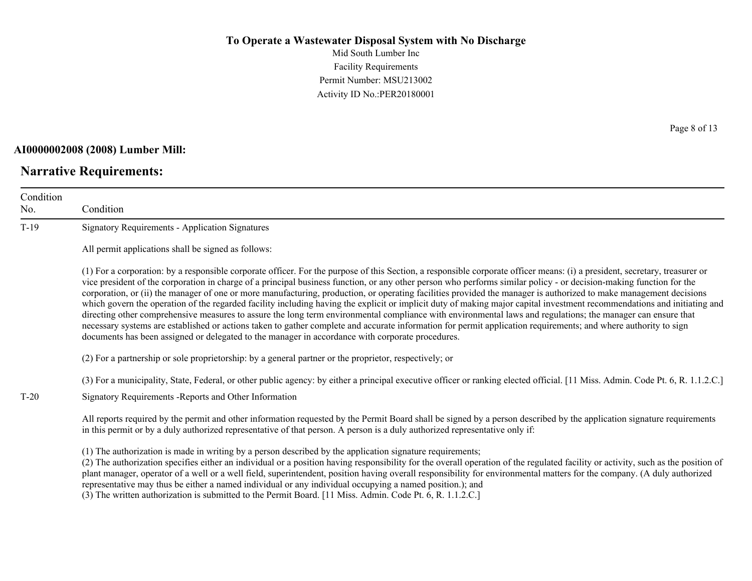**AI0000002008 (2008) Lumber Mill:**

## Narrative Requirements:

| Condition No. | Condition |
|---|---|
| T-19 | Signatory Requirements - Application Signatures<br><br>All permit applications shall be signed as follows:<br><br>(1) For a corporation: by a responsible corporate officer. For the purpose of this Section, a responsible corporate officer means: (i) a president, secretary, treasurer or vice president of the corporation in charge of a principal business function, or any other person who performs similar policy - or decision-making function for the corporation, or (ii) the manager of one or more manufacturing, production, or operating facilities provided the manager is authorized to make management decisions which govern the operation of the regarded facility including having the explicit or implicit duty of making major capital investment recommendations and initiating and directing other comprehensive measures to assure the long term environmental compliance with environmental laws and regulations; the manager can ensure that necessary systems are established or actions taken to gather complete and accurate information for permit application requirements; and where authority to sign documents has been assigned or delegated to the manager in accordance with corporate procedures.<br><br>(2) For a partnership or sole proprietorship: by a general partner or the proprietor, respectively; or<br><br>(3) For a municipality, State, Federal, or other public agency: by either a principal executive officer or ranking elected official. [11 Miss. Admin. Code Pt. 6, R. 1.1.2.C.] |
| T-20 | Signatory Requirements -Reports and Other Information<br><br>All reports required by the permit and other information requested by the Permit Board shall be signed by a person described by the application signature requirements in this permit or by a duly authorized representative of that person. A person is a duly authorized representative only if:<br><br>(1) The authorization is made in writing by a person described by the application signature requirements;<br>(2) The authorization specifies either an individual or a position having responsibility for the overall operation of the regulated facility or activity, such as the position of plant manager, operator of a well or a well field, superintendent, position having overall responsibility for environmental matters for the company. (A duly authorized representative may thus be either a named individual or any individual occupying a named position.); and<br>(3) The written authorization is submitted to the Permit Board. [11 Miss. Admin. Code Pt. 6, R. 1.1.2.C.] |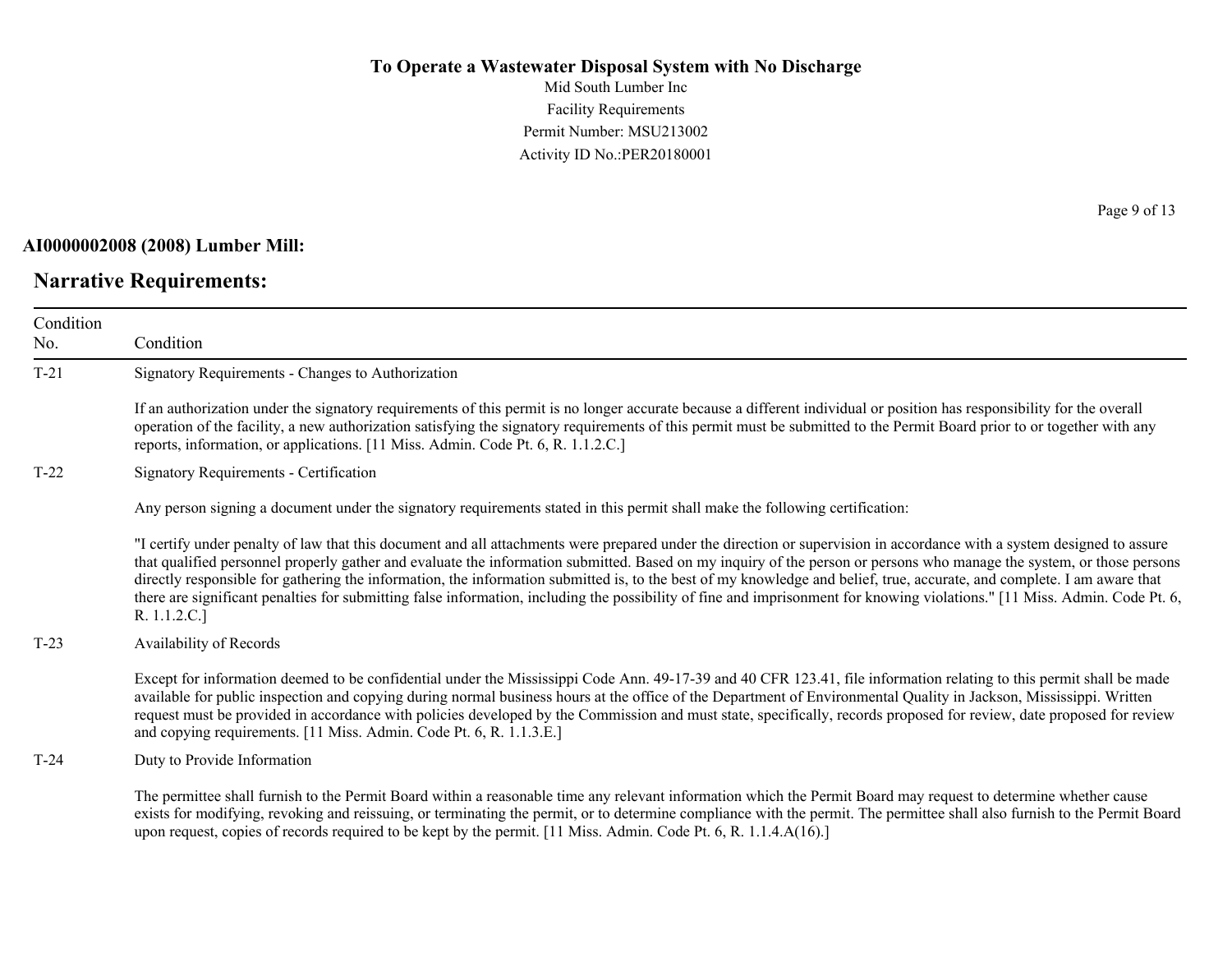# To Operate a Wastewater Disposal System with No Discharge

Mid South Lumber Inc
Facility Requirements
Permit Number: MSU213002
Activity ID No.:PER20180001

**AI0000002008 (2008) Lumber Mill:**

## Narrative Requirements:

| Condition No. | Condition |
|---|---|
| T-21 | Signatory Requirements - Changes to Authorization<br><br>If an authorization under the signatory requirements of this permit is no longer accurate because a different individual or position has responsibility for the overall operation of the facility, a new authorization satisfying the signatory requirements of this permit must be submitted to the Permit Board prior to or together with any reports, information, or applications. [11 Miss. Admin. Code Pt. 6, R. 1.1.2.C.] |
| T-22 | Signatory Requirements - Certification<br><br>Any person signing a document under the signatory requirements stated in this permit shall make the following certification:<br><br>"I certify under penalty of law that this document and all attachments were prepared under the direction or supervision in accordance with a system designed to assure that qualified personnel properly gather and evaluate the information submitted. Based on my inquiry of the person or persons who manage the system, or those persons directly responsible for gathering the information, the information submitted is, to the best of my knowledge and belief, true, accurate, and complete. I am aware that there are significant penalties for submitting false information, including the possibility of fine and imprisonment for knowing violations." [11 Miss. Admin. Code Pt. 6, R. 1.1.2.C.] |
| T-23 | Availability of Records<br><br>Except for information deemed to be confidential under the Mississippi Code Ann. 49-17-39 and 40 CFR 123.41, file information relating to this permit shall be made available for public inspection and copying during normal business hours at the office of the Department of Environmental Quality in Jackson, Mississippi. Written request must be provided in accordance with policies developed by the Commission and must state, specifically, records proposed for review, date proposed for review and copying requirements. [11 Miss. Admin. Code Pt. 6, R. 1.1.3.E.] |
| T-24 | Duty to Provide Information<br><br>The permittee shall furnish to the Permit Board within a reasonable time any relevant information which the Permit Board may request to determine whether cause exists for modifying, revoking and reissuing, or terminating the permit, or to determine compliance with the permit. The permittee shall also furnish to the Permit Board upon request, copies of records required to be kept by the permit. [11 Miss. Admin. Code Pt. 6, R. 1.1.4.A(16).] |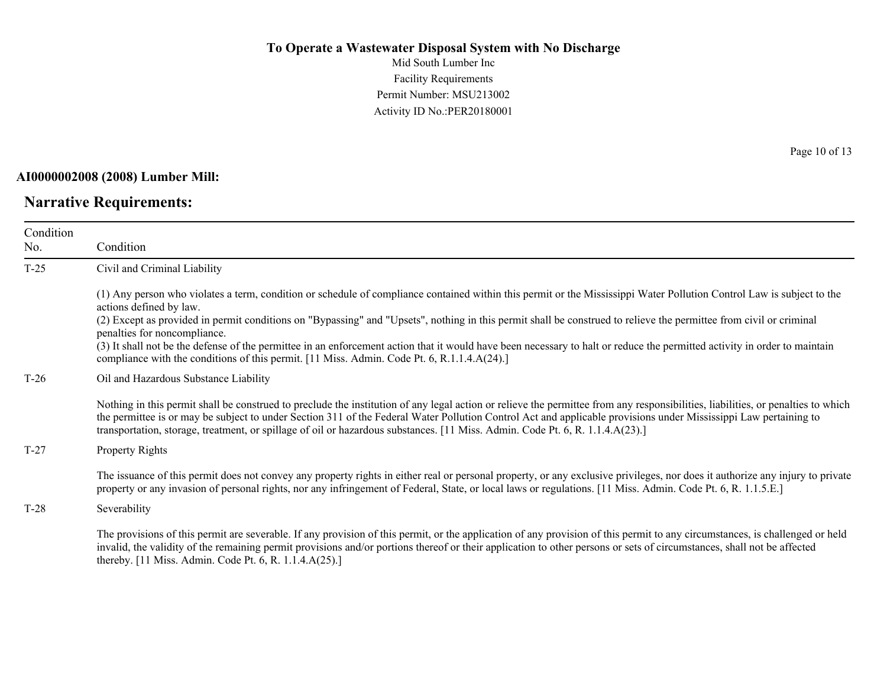**AI0000002008 (2008) Lumber Mill:**

## Narrative Requirements:

| Condition No. | Condition |
|---|---|
| T-25 | Civil and Criminal Liability<br><br>(1) Any person who violates a term, condition or schedule of compliance contained within this permit or the Mississippi Water Pollution Control Law is subject to the actions defined by law.<br>(2) Except as provided in permit conditions on "Bypassing" and "Upsets", nothing in this permit shall be construed to relieve the permittee from civil or criminal penalties for noncompliance.<br>(3) It shall not be the defense of the permittee in an enforcement action that it would have been necessary to halt or reduce the permitted activity in order to maintain compliance with the conditions of this permit. [11 Miss. Admin. Code Pt. 6, R.1.1.4.A(24).] |
| T-26 | Oil and Hazardous Substance Liability<br><br>Nothing in this permit shall be construed to preclude the institution of any legal action or relieve the permittee from any responsibilities, liabilities, or penalties to which the permittee is or may be subject to under Section 311 of the Federal Water Pollution Control Act and applicable provisions under Mississippi Law pertaining to transportation, storage, treatment, or spillage of oil or hazardous substances. [11 Miss. Admin. Code Pt. 6, R. 1.1.4.A(23).] |
| T-27 | Property Rights<br><br>The issuance of this permit does not convey any property rights in either real or personal property, or any exclusive privileges, nor does it authorize any injury to private property or any invasion of personal rights, nor any infringement of Federal, State, or local laws or regulations. [11 Miss. Admin. Code Pt. 6, R. 1.1.5.E.] |
| T-28 | Severability<br><br>The provisions of this permit are severable. If any provision of this permit, or the application of any provision of this permit to any circumstances, is challenged or held invalid, the validity of the remaining permit provisions and/or portions thereof or their application to other persons or sets of circumstances, shall not be affected thereby. [11 Miss. Admin. Code Pt. 6, R. 1.1.4.A(25).] |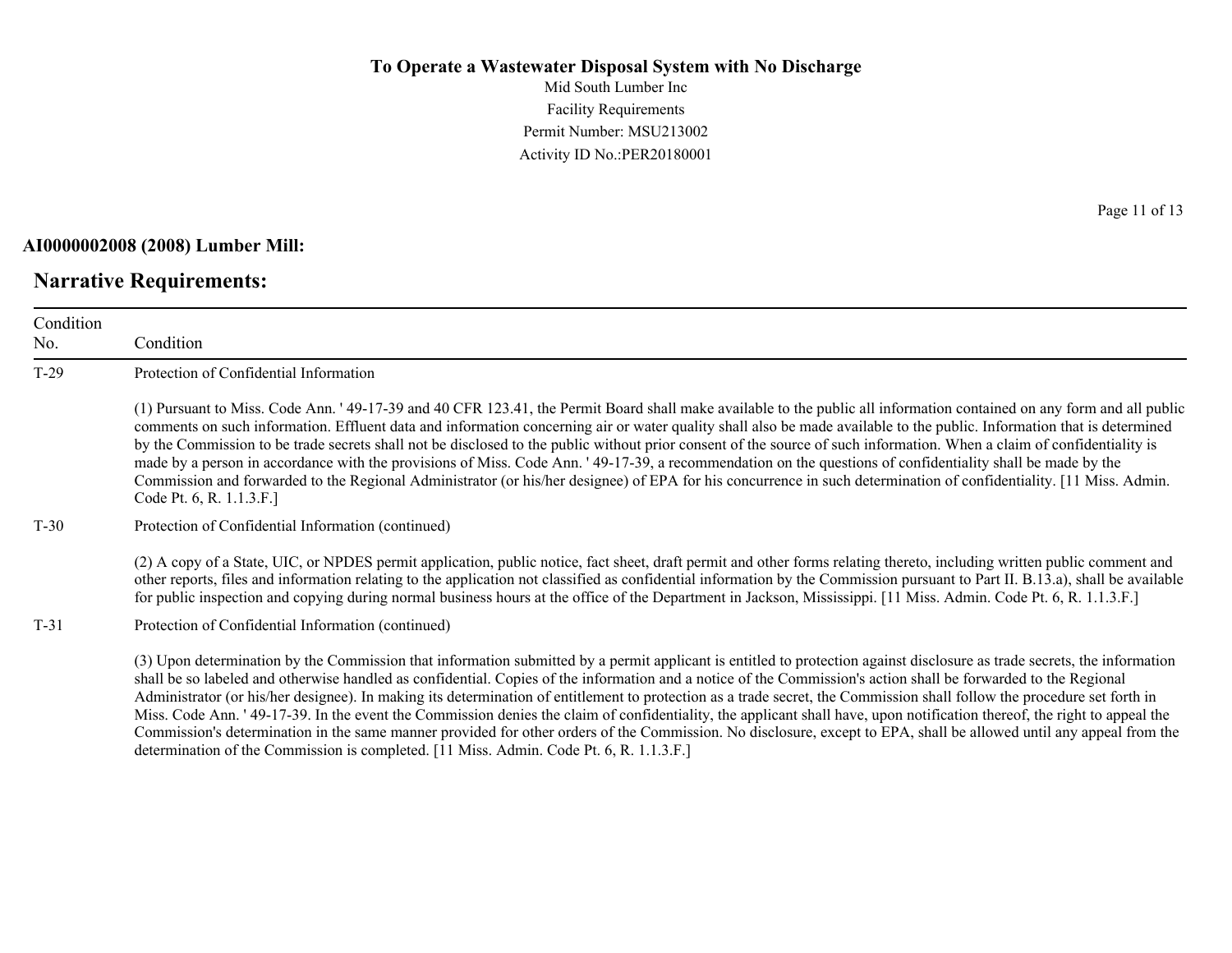**AI0000002008 (2008) Lumber Mill:**

## Narrative Requirements:

| Condition No. | Condition |
|---|---|
| T-29 | Protection of Confidential Information<br><br>(1) Pursuant to Miss. Code Ann. ' 49-17-39 and 40 CFR 123.41, the Permit Board shall make available to the public all information contained on any form and all public comments on such information. Effluent data and information concerning air or water quality shall also be made available to the public. Information that is determined by the Commission to be trade secrets shall not be disclosed to the public without prior consent of the source of such information. When a claim of confidentiality is made by a person in accordance with the provisions of Miss. Code Ann. ' 49-17-39, a recommendation on the questions of confidentiality shall be made by the Commission and forwarded to the Regional Administrator (or his/her designee) of EPA for his concurrence in such determination of confidentiality. [11 Miss. Admin. Code Pt. 6, R. 1.1.3.F.] |
| T-30 | Protection of Confidential Information (continued)<br><br>(2) A copy of a State, UIC, or NPDES permit application, public notice, fact sheet, draft permit and other forms relating thereto, including written public comment and other reports, files and information relating to the application not classified as confidential information by the Commission pursuant to Part II. B.13.a), shall be available for public inspection and copying during normal business hours at the office of the Department in Jackson, Mississippi. [11 Miss. Admin. Code Pt. 6, R. 1.1.3.F.] |
| T-31 | Protection of Confidential Information (continued)<br><br>(3) Upon determination by the Commission that information submitted by a permit applicant is entitled to protection against disclosure as trade secrets, the information shall be so labeled and otherwise handled as confidential. Copies of the information and a notice of the Commission's action shall be forwarded to the Regional Administrator (or his/her designee). In making its determination of entitlement to protection as a trade secret, the Commission shall follow the procedure set forth in Miss. Code Ann. ' 49-17-39. In the event the Commission denies the claim of confidentiality, the applicant shall have, upon notification thereof, the right to appeal the Commission's determination in the same manner provided for other orders of the Commission. No disclosure, except to EPA, shall be allowed until any appeal from the determination of the Commission is completed. [11 Miss. Admin. Code Pt. 6, R. 1.1.3.F.] |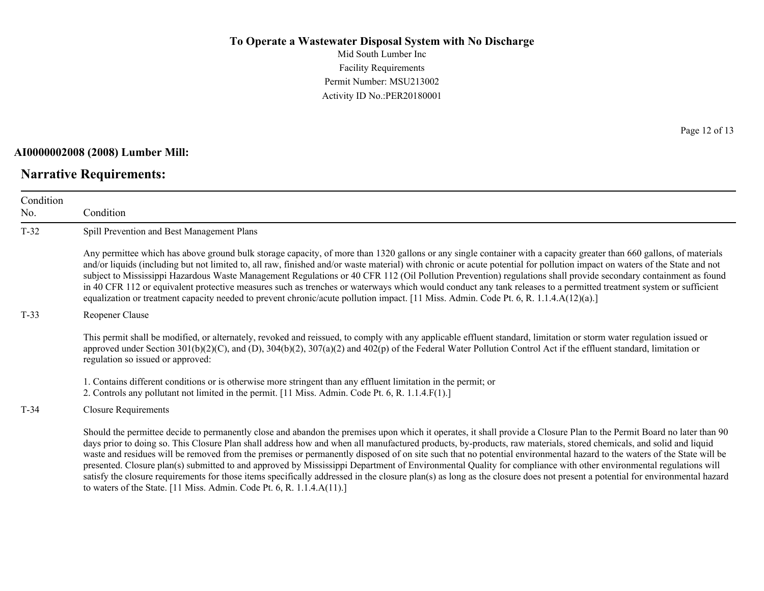**To Operate a Wastewater Disposal System with No Discharge**

Mid South Lumber Inc

Facility Requirements

Permit Number: MSU213002

Activity ID No.:PER20180001

**AI0000002008 (2008) Lumber Mill:**

## Narrative Requirements:

| Condition No. | Condition |
|---|---|
| T-32 | Spill Prevention and Best Management Plans<br><br>Any permittee which has above ground bulk storage capacity, of more than 1320 gallons or any single container with a capacity greater than 660 gallons, of materials and/or liquids (including but not limited to, all raw, finished and/or waste material) with chronic or acute potential for pollution impact on waters of the State and not subject to Mississippi Hazardous Waste Management Regulations or 40 CFR 112 (Oil Pollution Prevention) regulations shall provide secondary containment as found in 40 CFR 112 or equivalent protective measures such as trenches or waterways which would conduct any tank releases to a permitted treatment system or sufficient equalization or treatment capacity needed to prevent chronic/acute pollution impact. [11 Miss. Admin. Code Pt. 6, R. 1.1.4.A(12)(a).] |
| T-33 | Reopener Clause<br><br>This permit shall be modified, or alternately, revoked and reissued, to comply with any applicable effluent standard, limitation or storm water regulation issued or approved under Section 301(b)(2)(C), and (D), 304(b)(2), 307(a)(2) and 402(p) of the Federal Water Pollution Control Act if the effluent standard, limitation or regulation so issued or approved:<br><br>1. Contains different conditions or is otherwise more stringent than any effluent limitation in the permit; or<br>2. Controls any pollutant not limited in the permit. [11 Miss. Admin. Code Pt. 6, R. 1.1.4.F(1).] |
| T-34 | Closure Requirements<br><br>Should the permittee decide to permanently close and abandon the premises upon which it operates, it shall provide a Closure Plan to the Permit Board no later than 90 days prior to doing so. This Closure Plan shall address how and when all manufactured products, by-products, raw materials, stored chemicals, and solid and liquid waste and residues will be removed from the premises or permanently disposed of on site such that no potential environmental hazard to the waters of the State will be presented. Closure plan(s) submitted to and approved by Mississippi Department of Environmental Quality for compliance with other environmental regulations will satisfy the closure requirements for those items specifically addressed in the closure plan(s) as long as the closure does not present a potential for environmental hazard to waters of the State. [11 Miss. Admin. Code Pt. 6, R. 1.1.4.A(11).] |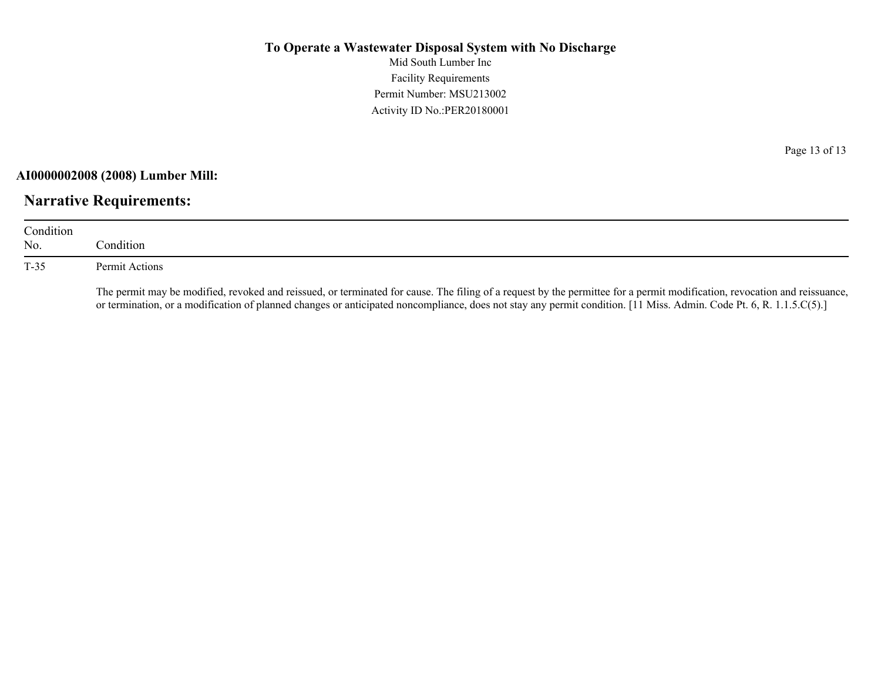## AI0000002008 (2008) Lumber Mill:

## Narrative Requirements:

| Condition No. | Condition |
|---|---|
| T-35 | Permit Actions<br><br>The permit may be modified, revoked and reissued, or terminated for cause. The filing of a request by the permittee for a permit modification, revocation and reissuance, or termination, or a modification of planned changes or anticipated noncompliance, does not stay any permit condition. [11 Miss. Admin. Code Pt. 6, R. 1.1.5.C(5).] |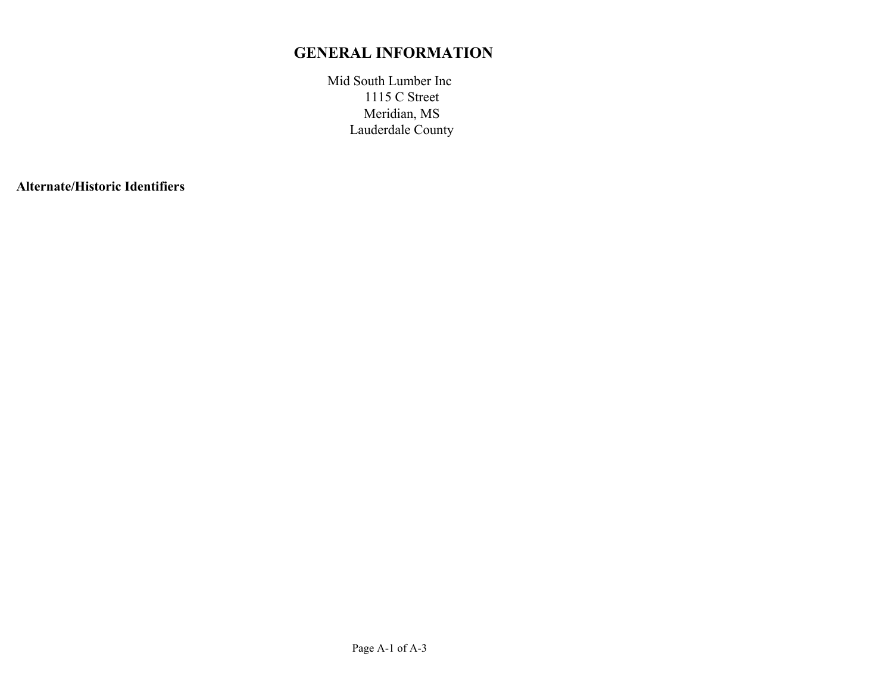# GENERAL INFORMATION

Mid South Lumber Inc
1115 C Street
Meridian, MS
Lauderdale County

**Alternate/Historic Identifiers**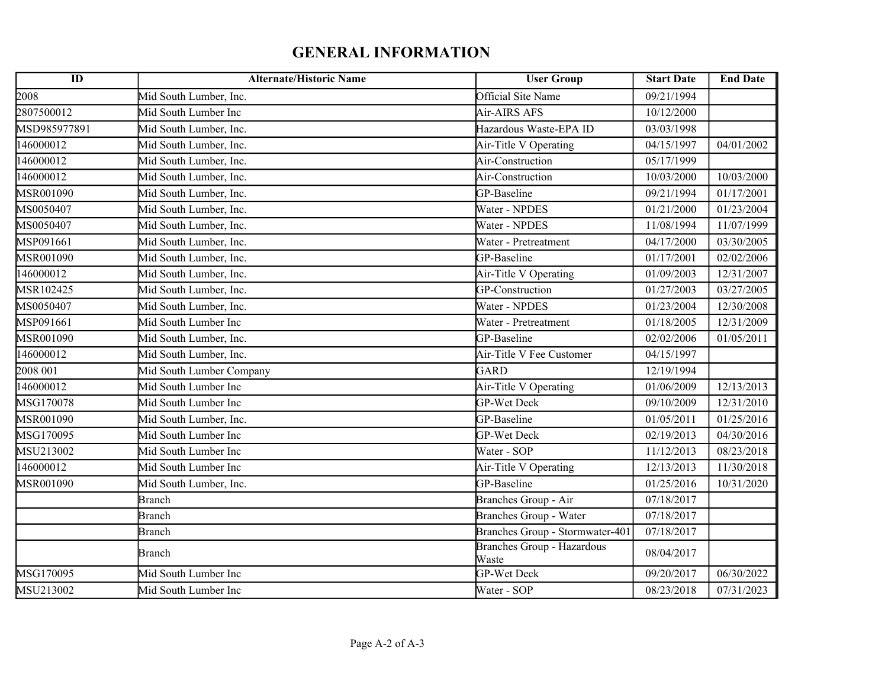# GENERAL INFORMATION

| ID | Alternate/Historic Name | User Group | Start Date | End Date |
|---|---|---|---|---|
| 2008 | Mid South Lumber, Inc. | Official Site Name | 09/21/1994 | |
| 2807500012 | Mid South Lumber Inc | Air-AIRS AFS | 10/12/2000 | |
| MSD985977891 | Mid South Lumber, Inc. | Hazardous Waste-EPA ID | 03/03/1998 | |
| 146000012 | Mid South Lumber, Inc. | Air-Title V Operating | 04/15/1997 | 04/01/2002 |
| 146000012 | Mid South Lumber, Inc. | Air-Construction | 05/17/1999 | |
| 146000012 | Mid South Lumber, Inc. | Air-Construction | 10/03/2000 | 10/03/2000 |
| MSR001090 | Mid South Lumber, Inc. | GP-Baseline | 09/21/1994 | 01/17/2001 |
| MS0050407 | Mid South Lumber, Inc. | Water - NPDES | 01/21/2000 | 01/23/2004 |
| MS0050407 | Mid South Lumber, Inc. | Water - NPDES | 11/08/1994 | 11/07/1999 |
| MSP091661 | Mid South Lumber, Inc. | Water - Pretreatment | 04/17/2000 | 03/30/2005 |
| MSR001090 | Mid South Lumber, Inc. | GP-Baseline | 01/17/2001 | 02/02/2006 |
| 146000012 | Mid South Lumber, Inc. | Air-Title V Operating | 01/09/2003 | 12/31/2007 |
| MSR102425 | Mid South Lumber, Inc. | GP-Construction | 01/27/2003 | 03/27/2005 |
| MS0050407 | Mid South Lumber, Inc. | Water - NPDES | 01/23/2004 | 12/30/2008 |
| MSP091661 | Mid South Lumber Inc | Water - Pretreatment | 01/18/2005 | 12/31/2009 |
| MSR001090 | Mid South Lumber, Inc. | GP-Baseline | 02/02/2006 | 01/05/2011 |
| 146000012 | Mid South Lumber, Inc. | Air-Title V Fee Customer | 04/15/1997 | |
| 2008 001 | Mid South Lumber Company | GARD | 12/19/1994 | |
| 146000012 | Mid South Lumber Inc | Air-Title V Operating | 01/06/2009 | 12/13/2013 |
| MSG170078 | Mid South Lumber Inc | GP-Wet Deck | 09/10/2009 | 12/31/2010 |
| MSR001090 | Mid South Lumber, Inc. | GP-Baseline | 01/05/2011 | 01/25/2016 |
| MSG170095 | Mid South Lumber Inc | GP-Wet Deck | 02/19/2013 | 04/30/2016 |
| MSU213002 | Mid South Lumber Inc | Water - SOP | 11/12/2013 | 08/23/2018 |
| 146000012 | Mid South Lumber Inc | Air-Title V Operating | 12/13/2013 | 11/30/2018 |
| MSR001090 | Mid South Lumber, Inc. | GP-Baseline | 01/25/2016 | 10/31/2020 |
| | Branch | Branches Group - Air | 07/18/2017 | |
| | Branch | Branches Group - Water | 07/18/2017 | |
| | Branch | Branches Group - Stormwater-401 | 07/18/2017 | |
| | Branch | Branches Group - Hazardous Waste | 08/04/2017 | |
| MSG170095 | Mid South Lumber Inc | GP-Wet Deck | 09/20/2017 | 06/30/2022 |
| MSU213002 | Mid South Lumber Inc | Water - SOP | 08/23/2018 | 07/31/2023 |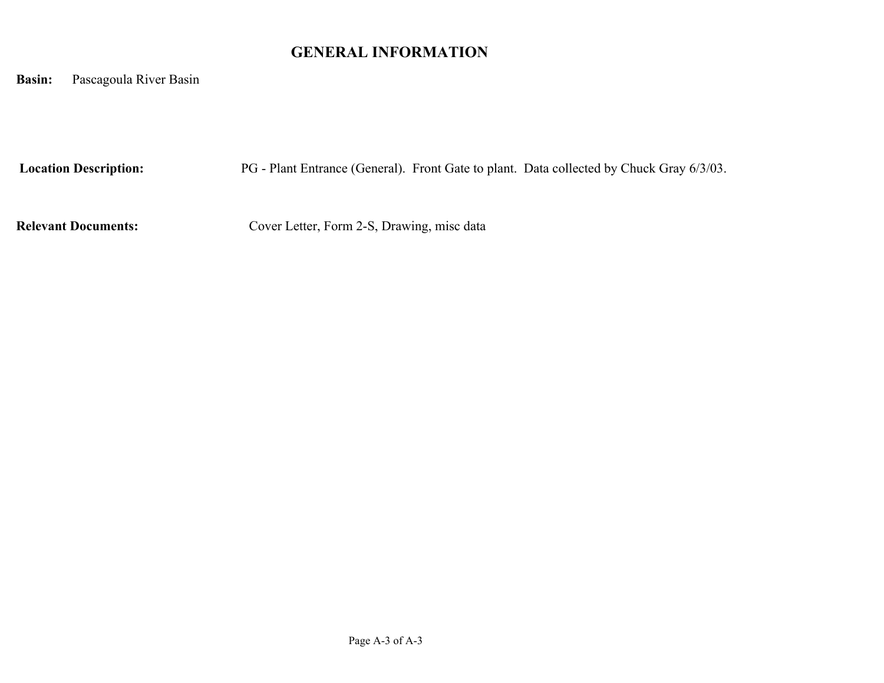# GENERAL INFORMATION

**Basin:** Pascagoula River Basin

**Location Description:** PG - Plant Entrance (General). Front Gate to plant. Data collected by Chuck Gray 6/3/03.

**Relevant Documents:** Cover Letter, Form 2-S, Drawing, misc data